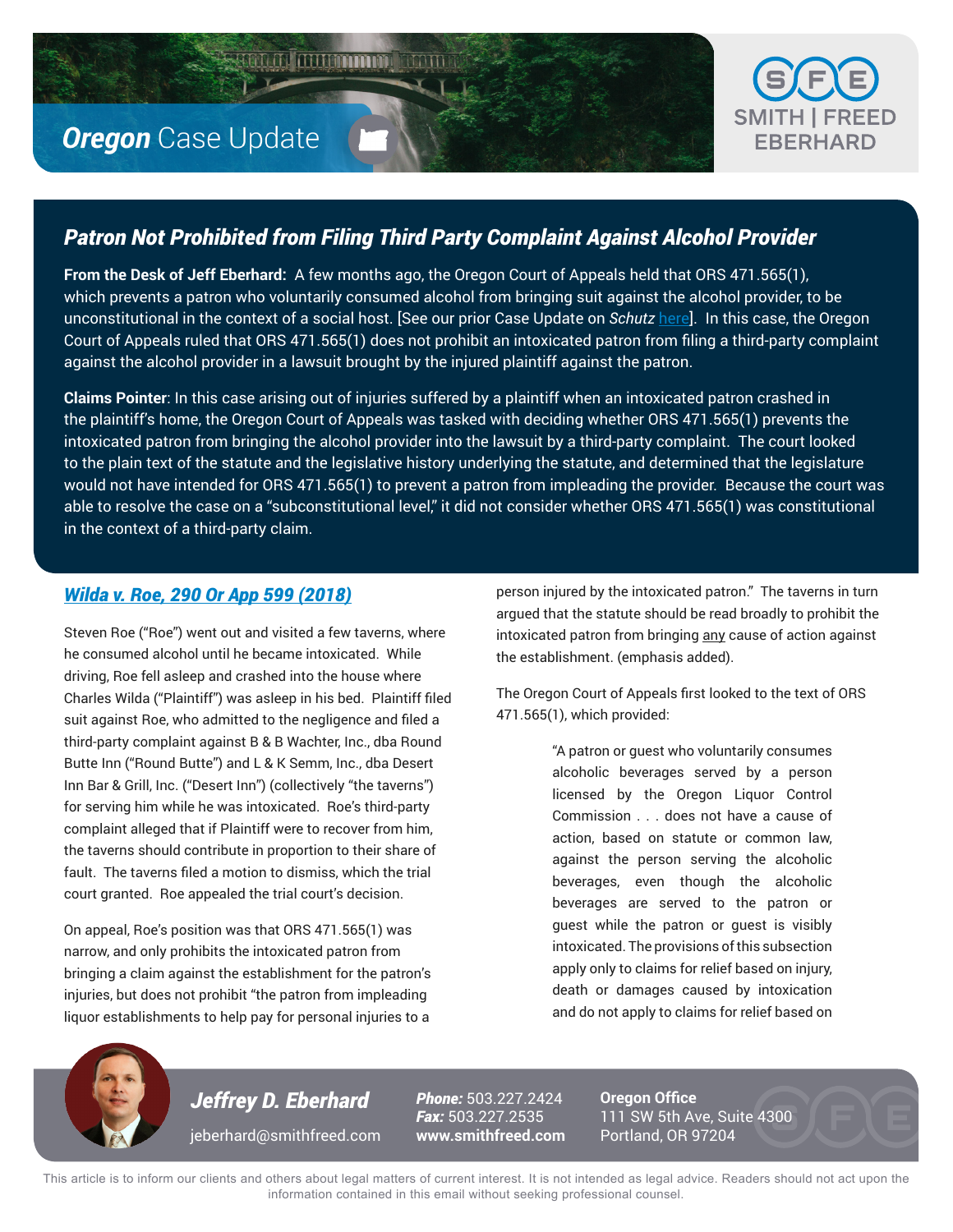# Oregon Case Update

SMITH | FREED EBERHARD

## Patron Not Prohibited from Filing Third Party Complaint Against Alcohol Provider

**From the Desk of Jeff Eberhard:** A few months ago, the Oregon Court of Appeals held that ORS 471.565(1), which prevents a patron who voluntarily consumed alcohol from bringing suit against the alcohol provider, to be unconstitutional in the context of a social host. [See our prior Case Update on *Schutz* here]. In this case, the Oregon Court of Appeals ruled that ORS 471.565(1) does not prohibit an intoxicated patron from filing a third-party complaint against the alcohol provider in a lawsuit brought by the injured plaintiff against the patron.

**Claims Pointer**: In this case arising out of injuries suffered by a plaintiff when an intoxicated patron crashed in the plaintiff's home, the Oregon Court of Appeals was tasked with deciding whether ORS 471.565(1) prevents the intoxicated patron from bringing the alcohol provider into the lawsuit by a third-party complaint. The court looked to the plain text of the statute and the legislative history underlying the statute, and determined that the legislature would not have intended for ORS 471.565(1) to prevent a patron from impleading the provider. Because the court was able to resolve the case on a "subconstitutional level," it did not consider whether ORS 471.565(1) was constitutional in the context of a third-party claim.

### *Wilda v. Roe, 290 Or App 599 (2018)*

Steven Roe ("Roe") went out and visited a few taverns, where he consumed alcohol until he became intoxicated. While driving, Roe fell asleep and crashed into the house where Charles Wilda ("Plaintiff") was asleep in his bed. Plaintiff filed suit against Roe, who admitted to the negligence and filed a third-party complaint against B & B Wachter, Inc., dba Round Butte Inn ("Round Butte") and L & K Semm, Inc., dba Desert Inn Bar & Grill, Inc. ("Desert Inn") (collectively "the taverns") for serving him while he was intoxicated. Roe's third-party complaint alleged that if Plaintiff were to recover from him, the taverns should contribute in proportion to their share of fault. The taverns filed a motion to dismiss, which the trial court granted. Roe appealed the trial court's decision.

On appeal, Roe's position was that ORS 471.565(1) was narrow, and only prohibits the intoxicated patron from bringing a claim against the establishment for the patron's injuries, but does not prohibit "the patron from impleading liquor establishments to help pay for personal injuries to a person injured by the intoxicated patron." The taverns in turn argued that the statute should be read broadly to prohibit the intoxicated patron from bringing <u>any</u> cause of action against the establishment. (emphasis added).

The Oregon Court of Appeals first looked to the text of ORS 471.565(1), which provided:

> "A patron or guest who voluntarily consumes alcoholic beverages served by a person licensed by the Oregon Liquor Control Commission . . . does not have a cause of action, based on statute or common law, against the person serving the alcoholic beverages, even though the alcoholic beverages are served to the patron or guest while the patron or guest is visibly intoxicated. The provisions of this subsection apply only to claims for relief based on injury, death or damages caused by intoxication and do not apply to claims for relief based on

**Jeffrey D. Eberhard**
jeberhard@smithfreed.com

***Phone:*** 503.227.2424
***Fax:*** 503.227.2535
**www.smithfreed.com**

**Oregon Office**
111 SW 5th Ave, Suite 4300
Portland, OR 97204

This article is to inform our clients and others about legal matters of current interest. It is not intended as legal advice. Readers should not act upon the information contained in this email without seeking professional counsel.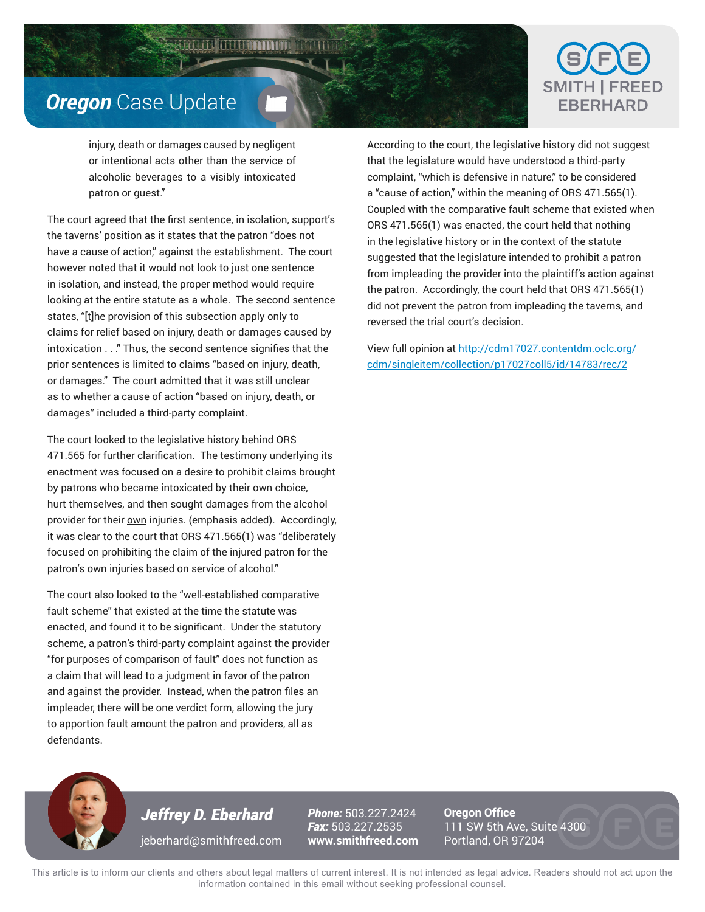> injury, death or damages caused by negligent or intentional acts other than the service of alcoholic beverages to a visibly intoxicated patron or guest."

The court agreed that the first sentence, in isolation, support's the taverns' position as it states that the patron "does not have a cause of action," against the establishment. The court however noted that it would not look to just one sentence in isolation, and instead, the proper method would require looking at the entire statute as a whole. The second sentence states, "[t]he provision of this subsection apply only to claims for relief based on injury, death or damages caused by intoxication . . ." Thus, the second sentence signifies that the prior sentences is limited to claims "based on injury, death, or damages." The court admitted that it was still unclear as to whether a cause of action "based on injury, death, or damages" included a third-party complaint.

The court looked to the legislative history behind ORS 471.565 for further clarification. The testimony underlying its enactment was focused on a desire to prohibit claims brought by patrons who became intoxicated by their own choice, hurt themselves, and then sought damages from the alcohol provider for their <u>own</u> injuries. (emphasis added). Accordingly, it was clear to the court that ORS 471.565(1) was "deliberately focused on prohibiting the claim of the injured patron for the patron's own injuries based on service of alcohol."

The court also looked to the "well-established comparative fault scheme" that existed at the time the statute was enacted, and found it to be significant. Under the statutory scheme, a patron's third-party complaint against the provider "for purposes of comparison of fault" does not function as a claim that will lead to a judgment in favor of the patron and against the provider. Instead, when the patron files an impleader, there will be one verdict form, allowing the jury to apportion fault amount the patron and providers, all as defendants.

According to the court, the legislative history did not suggest that the legislature would have understood a third-party complaint, "which is defensive in nature," to be considered a "cause of action," within the meaning of ORS 471.565(1). Coupled with the comparative fault scheme that existed when ORS 471.565(1) was enacted, the court held that nothing in the legislative history or in the context of the statute suggested that the legislature intended to prohibit a patron from impleading the provider into the plaintiff's action against the patron. Accordingly, the court held that ORS 471.565(1) did not prevent the patron from impleading the taverns, and reversed the trial court's decision.

View full opinion at [http://cdm17027.contentdm.oclc.org/cdm/singleitem/collection/p17027coll5/id/14783/rec/2](http://cdm17027.contentdm.oclc.org/cdm/singleitem/collection/p17027coll5/id/14783/rec/2)

***Jeffrey D. Eberhard***
jeberhard@smithfreed.com

***Phone:*** 503.227.2424
***Fax:*** 503.227.2535
**www.smithfreed.com**

**Oregon Office**
111 SW 5th Ave, Suite 4300
Portland, OR 97204

This article is to inform our clients and others about legal matters of current interest. It is not intended as legal advice. Readers should not act upon the information contained in this email without seeking professional counsel.